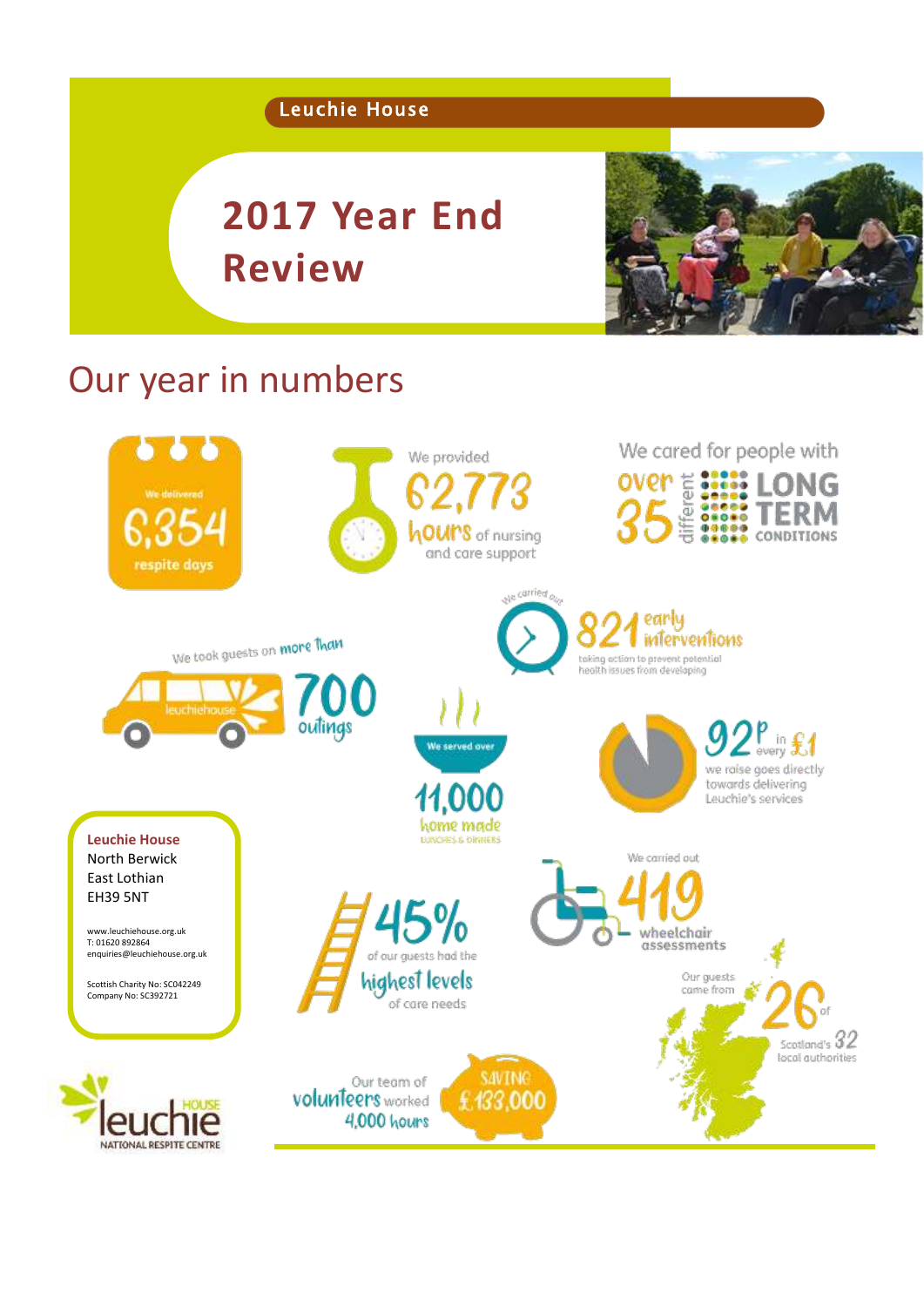Leuchie House

# 2017 Year End Review

## Our year in numbers

We delivered 6,354 respite days

We provided 62,773 hours of nursing and care support

We cared for people with over 35 different LONG TERM CONDITIONS

We carried out 821 early interventions taking action to prevent potential health issues from developing

We took guests on more than 700 outings

We served over 11,000 home made LUNCHES & DINNERS

92p in every £1 we raise goes directly towards delivering Leuchie's services

We carried out 419 wheelchair assessments

45% of our guests had the highest levels of care needs

Our guests came from 26 of Scotland's 32 local authorities

Our team of volunteers worked 4,000 hours SAVING £133,000

**Leuchie House**
North Berwick
East Lothian
EH39 5NT

www.leuchiehouse.org.uk
T: 01620 892864
enquiries@leuchiehouse.org.uk

Scottish Charity No: SC042249
Company No: SC392721

leuchie HOUSE NATIONAL RESPITE CENTRE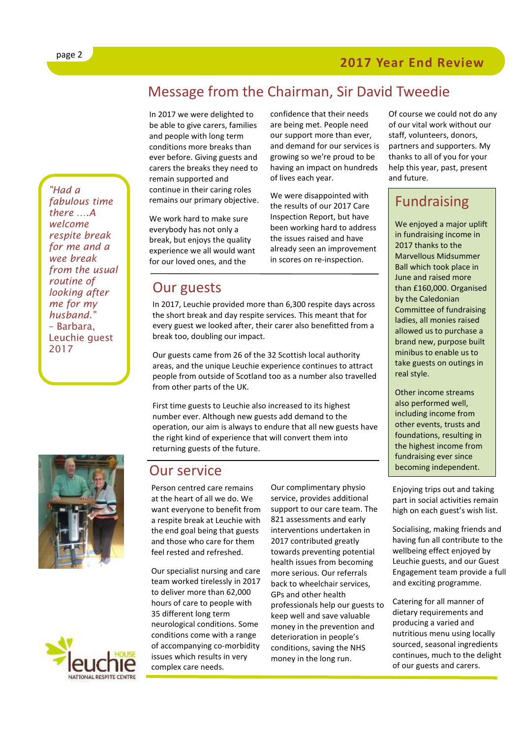## Message from the Chairman, Sir David Tweedie

In 2017 we were delighted to be able to give carers, families and people with long term conditions more breaks than ever before. Giving guests and carers the breaks they need to remain supported and continue in their caring roles remains our primary objective.

We work hard to make sure everybody has not only a break, but enjoys the quality experience we all would want for our loved ones, and the confidence that their needs are being met. People need our support more than ever, and demand for our services is growing so we're proud to be having an impact on hundreds of lives each year.

We were disappointed with the results of our 2017 Care Inspection Report, but have been working hard to address the issues raised and have already seen an improvement in scores on re-inspection.

Of course we could not do any of our vital work without our staff, volunteers, donors, partners and supporters. My thanks to all of you for your help this year, past, present and future.

*"Had a fabulous time there ….A welcome respite break for me and a wee break from the usual routine of looking after me for my husband."*
– Barbara, Leuchie guest 2017

## Our guests

In 2017, Leuchie provided more than 6,300 respite days across the short break and day respite services. This meant that for every guest we looked after, their carer also benefitted from a break too, doubling our impact.

Our guests came from 26 of the 32 Scottish local authority areas, and the unique Leuchie experience continues to attract people from outside of Scotland too as a number also travelled from other parts of the UK.

First time guests to Leuchie also increased to its highest number ever. Although new guests add demand to the operation, our aim is always to endure that all new guests have the right kind of experience that will convert them into returning guests of the future.

## Fundraising

We enjoyed a major uplift in fundraising income in 2017 thanks to the Marvellous Midsummer Ball which took place in June and raised more than £160,000. Organised by the Caledonian Committee of fundraising ladies, all monies raised allowed us to purchase a brand new, purpose built minibus to enable us to take guests on outings in real style.

Other income streams also performed well, including income from other events, trusts and foundations, resulting in the highest income from fundraising ever since becoming independent.

## Our service

Person centred care remains at the heart of all we do. We want everyone to benefit from a respite break at Leuchie with the end goal being that guests and those who care for them feel rested and refreshed.

Our specialist nursing and care team worked tirelessly in 2017 to deliver more than 62,000 hours of care to people with 35 different long term neurological conditions. Some conditions come with a range of accompanying co-morbidity issues which results in very complex care needs.

Our complimentary physio service, provides additional support to our care team. The 821 assessments and early interventions undertaken in 2017 contributed greatly towards preventing potential health issues from becoming more serious. Our referrals back to wheelchair services, GPs and other health professionals help our guests to keep well and save valuable money in the prevention and deterioration in people's conditions, saving the NHS money in the long run.

Enjoying trips out and taking part in social activities remain high on each guest's wish list.

Socialising, making friends and having fun all contribute to the wellbeing effect enjoyed by Leuchie guests, and our Guest Engagement team provide a full and exciting programme.

Catering for all manner of dietary requirements and producing a varied and nutritious menu using locally sourced, seasonal ingredients continues, much to the delight of our guests and carers.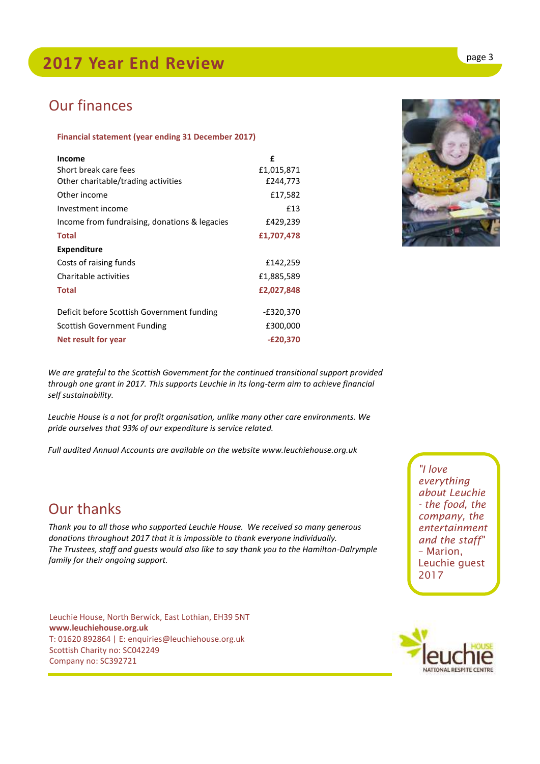# 2017 Year End Review

## Our finances

**Financial statement (year ending 31 December 2017)**

| | |
|---|---|
| **Income** | **£** |
| Short break care fees | £1,015,871 |
| Other charitable/trading activities | £244,773 |
| Other income | £17,582 |
| Investment income | £13 |
| Income from fundraising, donations & legacies | £429,239 |
| **Total** | **£1,707,478** |
| **Expenditure** | |
| Costs of raising funds | £142,259 |
| Charitable activities | £1,885,589 |
| **Total** | **£2,027,848** |
| Deficit before Scottish Government funding | -£320,370 |
| Scottish Government Funding | £300,000 |
| **Net result for year** | **-£20,370** |

*We are grateful to the Scottish Government for the continued transitional support provided through one grant in 2017. This supports Leuchie in its long-term aim to achieve financial self sustainability.*

*Leuchie House is a not for profit organisation, unlike many other care environments. We pride ourselves that 93% of our expenditure is service related.*

*Full audited Annual Accounts are available on the website www.leuchiehouse.org.uk*

## Our thanks

*Thank you to all those who supported Leuchie House. We received so many generous donations throughout 2017 that it is impossible to thank everyone individually. The Trustees, staff and guests would also like to say thank you to the Hamilton-Dalrymple family for their ongoing support.*

*"I love everything about Leuchie - the food, the company, the entertainment and the staff"* – Marion, Leuchie guest 2017

Leuchie House, North Berwick, East Lothian, EH39 5NT
**www.leuchiehouse.org.uk**
T: 01620 892864 | E: enquiries@leuchiehouse.org.uk
Scottish Charity no: SC042249
Company no: SC392721